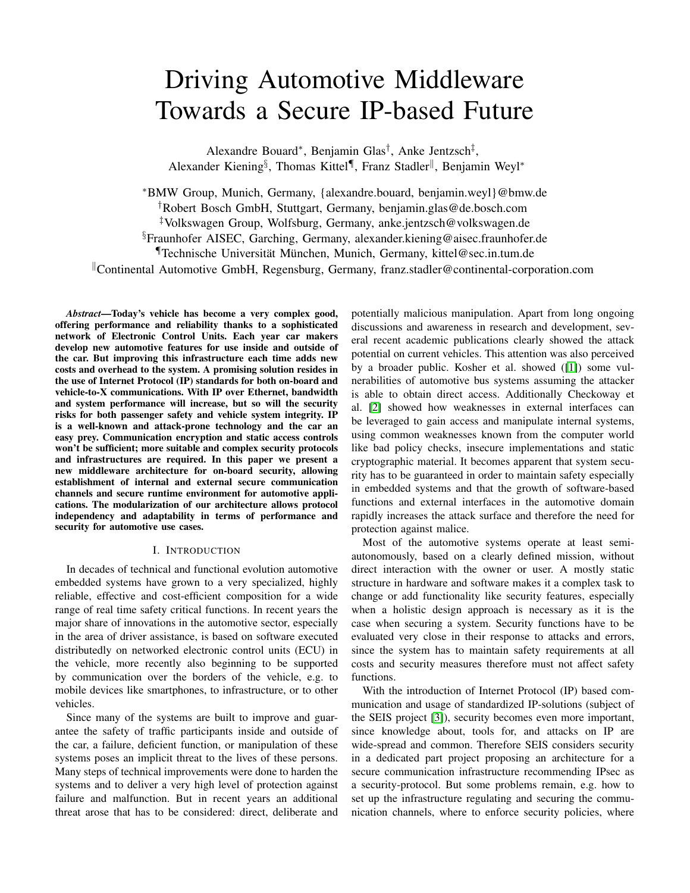# Driving Automotive Middleware Towards a Secure IP-based Future

Alexandre Bouard*, Benjamin Glas†, Anke Jentzsch‡, Alexander Kiening§, Thomas Kittel¶, Franz Stadler‖, Benjamin Weyl*

*BMW Group, Munich, Germany, {alexandre.bouard, benjamin.weyl}@bmw.de
†Robert Bosch GmbH, Stuttgart, Germany, benjamin.glas@de.bosch.com
‡Volkswagen Group, Wolfsburg, Germany, anke.jentzsch@volkswagen.de
§Fraunhofer AISEC, Garching, Germany, alexander.kiening@aisec.fraunhofer.de
¶Technische Universität München, Munich, Germany, kittel@sec.in.tum.de
‖Continental Automotive GmbH, Regensburg, Germany, franz.stadler@continental-corporation.com

***Abstract*—Today's vehicle has become a very complex good, offering performance and reliability thanks to a sophisticated network of Electronic Control Units. Each year car makers develop new automotive features for use inside and outside of the car. But improving this infrastructure each time adds new costs and overhead to the system. A promising solution resides in the use of Internet Protocol (IP) standards for both on-board and vehicle-to-X communications. With IP over Ethernet, bandwidth and system performance will increase, but so will the security risks for both passenger safety and vehicle system integrity. IP is a well-known and attack-prone technology and the car an easy prey. Communication encryption and static access controls won't be sufficient; more suitable and complex security protocols and infrastructures are required. In this paper we present a new middleware architecture for on-board security, allowing establishment of internal and external secure communication channels and secure runtime environment for automotive applications. The modularization of our architecture allows protocol independency and adaptability in terms of performance and security for automotive use cases.**

## I. Introduction

In decades of technical and functional evolution automotive embedded systems have grown to a very specialized, highly reliable, effective and cost-efficient composition for a wide range of real time safety critical functions. In recent years the major share of innovations in the automotive sector, especially in the area of driver assistance, is based on software executed distributedly on networked electronic control units (ECU) in the vehicle, more recently also beginning to be supported by communication over the borders of the vehicle, e.g. to mobile devices like smartphones, to infrastructure, or to other vehicles.

Since many of the systems are built to improve and guarantee the safety of traffic participants inside and outside of the car, a failure, deficient function, or manipulation of these systems poses an implicit threat to the lives of these persons. Many steps of technical improvements were done to harden the systems and to deliver a very high level of protection against failure and malfunction. But in recent years an additional threat arose that has to be considered: direct, deliberate and potentially malicious manipulation. Apart from long ongoing discussions and awareness in research and development, several recent academic publications clearly showed the attack potential on current vehicles. This attention was also perceived by a broader public. Kosher et al. showed ([1]) some vulnerabilities of automotive bus systems assuming the attacker is able to obtain direct access. Additionally Checkoway et al. [2] showed how weaknesses in external interfaces can be leveraged to gain access and manipulate internal systems, using common weaknesses known from the computer world like bad policy checks, insecure implementations and static cryptographic material. It becomes apparent that system security has to be guaranteed in order to maintain safety especially in embedded systems and that the growth of software-based functions and external interfaces in the automotive domain rapidly increases the attack surface and therefore the need for protection against malice.

Most of the automotive systems operate at least semi-autonomously, based on a clearly defined mission, without direct interaction with the owner or user. A mostly static structure in hardware and software makes it a complex task to change or add functionality like security features, especially when a holistic design approach is necessary as it is the case when securing a system. Security functions have to be evaluated very close in their response to attacks and errors, since the system has to maintain safety requirements at all costs and security measures therefore must not affect safety functions.

With the introduction of Internet Protocol (IP) based communication and usage of standardized IP-solutions (subject of the SEIS project [3]), security becomes even more important, since knowledge about, tools for, and attacks on IP are wide-spread and common. Therefore SEIS considers security in a dedicated part project proposing an architecture for a secure communication infrastructure recommending IPsec as a security-protocol. But some problems remain, e.g. how to set up the infrastructure regulating and securing the communication channels, where to enforce security policies, where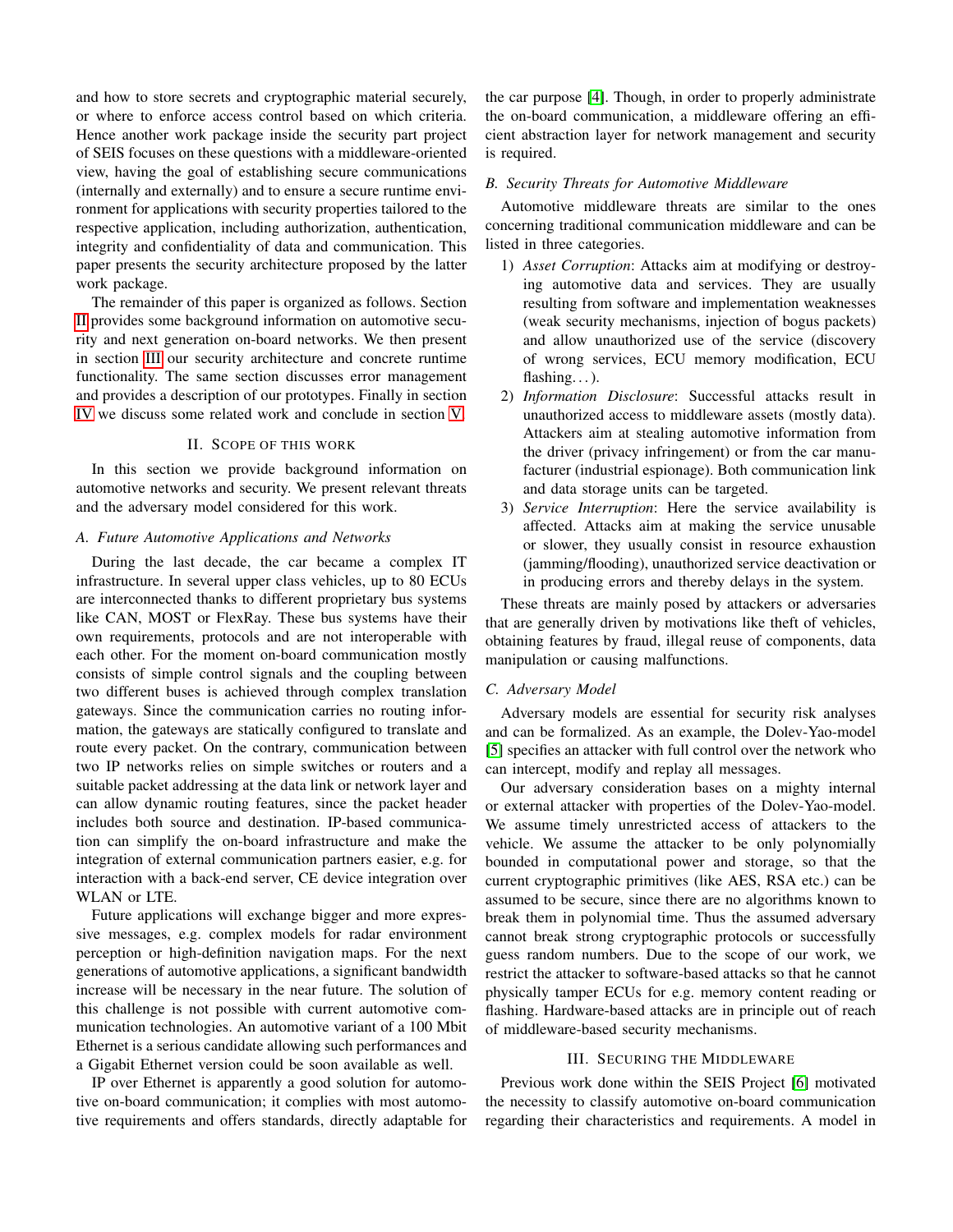and how to store secrets and cryptographic material securely, or where to enforce access control based on which criteria. Hence another work package inside the security part project of SEIS focuses on these questions with a middleware-oriented view, having the goal of establishing secure communications (internally and externally) and to ensure a secure runtime environment for applications with security properties tailored to the respective application, including authorization, authentication, integrity and confidentiality of data and communication. This paper presents the security architecture proposed by the latter work package.

The remainder of this paper is organized as follows. Section II provides some background information on automotive security and next generation on-board networks. We then present in section III our security architecture and concrete runtime functionality. The same section discusses error management and provides a description of our prototypes. Finally in section IV we discuss some related work and conclude in section V.

## II. Scope of this Work

In this section we provide background information on automotive networks and security. We present relevant threats and the adversary model considered for this work.

### A. Future Automotive Applications and Networks

During the last decade, the car became a complex IT infrastructure. In several upper class vehicles, up to 80 ECUs are interconnected thanks to different proprietary bus systems like CAN, MOST or FlexRay. These bus systems have their own requirements, protocols and are not interoperable with each other. For the moment on-board communication mostly consists of simple control signals and the coupling between two different buses is achieved through complex translation gateways. Since the communication carries no routing information, the gateways are statically configured to translate and route every packet. On the contrary, communication between two IP networks relies on simple switches or routers and a suitable packet addressing at the data link or network layer and can allow dynamic routing features, since the packet header includes both source and destination. IP-based communication can simplify the on-board infrastructure and make the integration of external communication partners easier, e.g. for interaction with a back-end server, CE device integration over WLAN or LTE.

Future applications will exchange bigger and more expressive messages, e.g. complex models for radar environment perception or high-definition navigation maps. For the next generations of automotive applications, a significant bandwidth increase will be necessary in the near future. The solution of this challenge is not possible with current automotive communication technologies. An automotive variant of a 100 Mbit Ethernet is a serious candidate allowing such performances and a Gigabit Ethernet version could be soon available as well.

IP over Ethernet is apparently a good solution for automotive on-board communication; it complies with most automotive requirements and offers standards, directly adaptable for the car purpose [4]. Though, in order to properly administrate the on-board communication, a middleware offering an efficient abstraction layer for network management and security is required.

### B. Security Threats for Automotive Middleware

Automotive middleware threats are similar to the ones concerning traditional communication middleware and can be listed in three categories.

1) *Asset Corruption*: Attacks aim at modifying or destroying automotive data and services. They are usually resulting from software and implementation weaknesses (weak security mechanisms, injection of bogus packets) and allow unauthorized use of the service (discovery of wrong services, ECU memory modification, ECU flashing…).
2) *Information Disclosure*: Successful attacks result in unauthorized access to middleware assets (mostly data). Attackers aim at stealing automotive information from the driver (privacy infringement) or from the car manufacturer (industrial espionage). Both communication link and data storage units can be targeted.
3) *Service Interruption*: Here the service availability is affected. Attacks aim at making the service unusable or slower, they usually consist in resource exhaustion (jamming/flooding), unauthorized service deactivation or in producing errors and thereby delays in the system.

These threats are mainly posed by attackers or adversaries that are generally driven by motivations like theft of vehicles, obtaining features by fraud, illegal reuse of components, data manipulation or causing malfunctions.

### C. Adversary Model

Adversary models are essential for security risk analyses and can be formalized. As an example, the Dolev-Yao-model [5] specifies an attacker with full control over the network who can intercept, modify and replay all messages.

Our adversary consideration bases on a mighty internal or external attacker with properties of the Dolev-Yao-model. We assume timely unrestricted access of attackers to the vehicle. We assume the attacker to be only polynomially bounded in computational power and storage, so that the current cryptographic primitives (like AES, RSA etc.) can be assumed to be secure, since there are no algorithms known to break them in polynomial time. Thus the assumed adversary cannot break strong cryptographic protocols or successfully guess random numbers. Due to the scope of our work, we restrict the attacker to software-based attacks so that he cannot physically tamper ECUs for e.g. memory content reading or flashing. Hardware-based attacks are in principle out of reach of middleware-based security mechanisms.

## III. Securing the Middleware

Previous work done within the SEIS Project [6] motivated the necessity to classify automotive on-board communication regarding their characteristics and requirements. A model in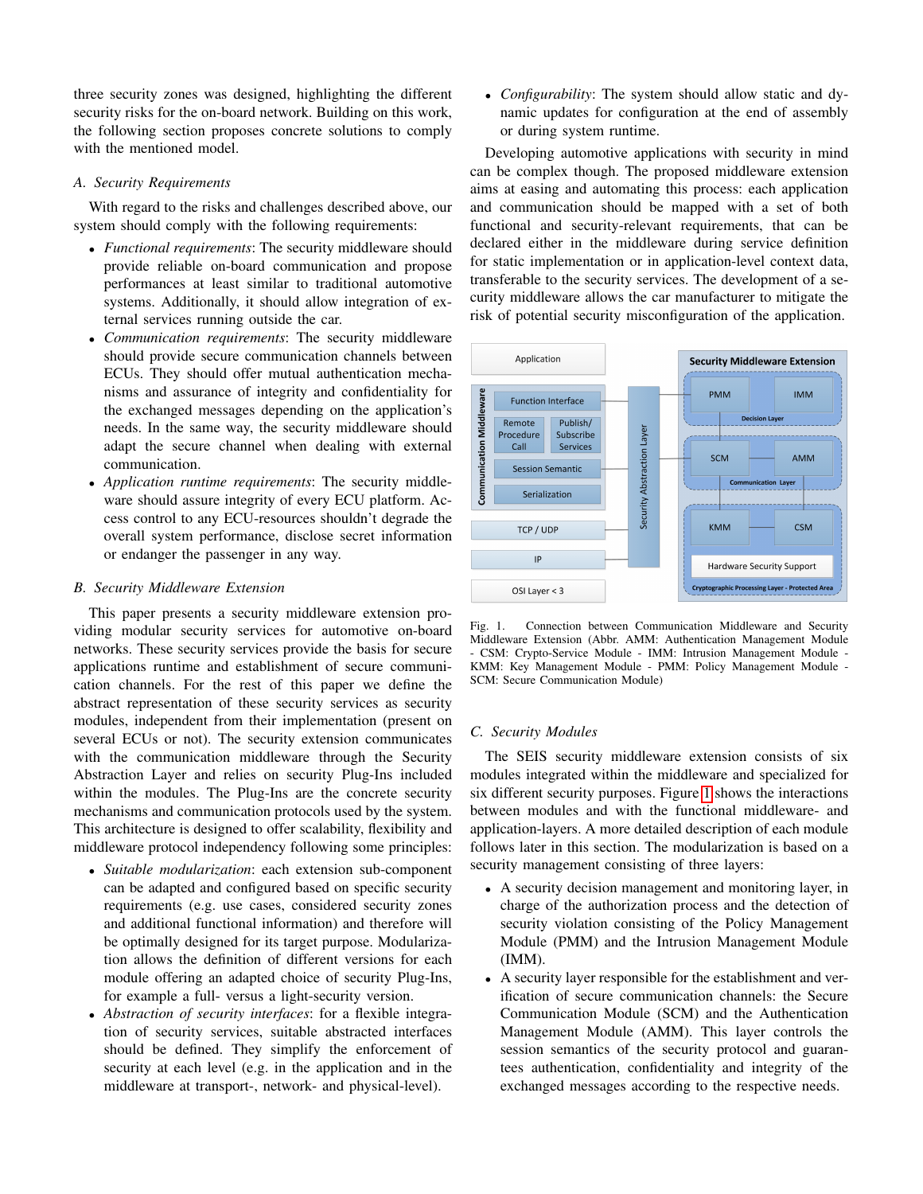three security zones was designed, highlighting the different security risks for the on-board network. Building on this work, the following section proposes concrete solutions to comply with the mentioned model.

### A. Security Requirements

With regard to the risks and challenges described above, our system should comply with the following requirements:

- *Functional requirements*: The security middleware should provide reliable on-board communication and propose performances at least similar to traditional automotive systems. Additionally, it should allow integration of external services running outside the car.
- *Communication requirements*: The security middleware should provide secure communication channels between ECUs. They should offer mutual authentication mechanisms and assurance of integrity and confidentiality for the exchanged messages depending on the application's needs. In the same way, the security middleware should adapt the secure channel when dealing with external communication.
- *Application runtime requirements*: The security middleware should assure integrity of every ECU platform. Access control to any ECU-resources shouldn't degrade the overall system performance, disclose secret information or endanger the passenger in any way.

### B. Security Middleware Extension

This paper presents a security middleware extension providing modular security services for automotive on-board networks. These security services provide the basis for secure applications runtime and establishment of secure communication channels. For the rest of this paper we define the abstract representation of these security services as security modules, independent from their implementation (present on several ECUs or not). The security extension communicates with the communication middleware through the Security Abstraction Layer and relies on security Plug-Ins included within the modules. The Plug-Ins are the concrete security mechanisms and communication protocols used by the system. This architecture is designed to offer scalability, flexibility and middleware protocol independency following some principles:

- *Suitable modularization*: each extension sub-component can be adapted and configured based on specific security requirements (e.g. use cases, considered security zones and additional functional information) and therefore will be optimally designed for its target purpose. Modularization allows the definition of different versions for each module offering an adapted choice of security Plug-Ins, for example a full- versus a light-security version.
- *Abstraction of security interfaces*: for a flexible integration of security services, suitable abstracted interfaces should be defined. They simplify the enforcement of security at each level (e.g. in the application and in the middleware at transport-, network- and physical-level).
- *Configurability*: The system should allow static and dynamic updates for configuration at the end of assembly or during system runtime.

Developing automotive applications with security in mind can be complex though. The proposed middleware extension aims at easing and automating this process: each application and communication should be mapped with a set of both functional and security-relevant requirements, that can be declared either in the middleware during service definition for static implementation or in application-level context data, transferable to the security services. The development of a security middleware allows the car manufacturer to mitigate the risk of potential security misconfiguration of the application.

Fig. 1. Connection between Communication Middleware and Security Middleware Extension (Abbr. AMM: Authentication Management Module - CSM: Crypto-Service Module - IMM: Intrusion Management Module - KMM: Key Management Module - PMM: Policy Management Module - SCM: Secure Communication Module)

### C. Security Modules

The SEIS security middleware extension consists of six modules integrated within the middleware and specialized for six different security purposes. Figure 1 shows the interactions between modules and with the functional middleware- and application-layers. A more detailed description of each module follows later in this section. The modularization is based on a security management consisting of three layers:

- A security decision management and monitoring layer, in charge of the authorization process and the detection of security violation consisting of the Policy Management Module (PMM) and the Intrusion Management Module (IMM).
- A security layer responsible for the establishment and verification of secure communication channels: the Secure Communication Module (SCM) and the Authentication Management Module (AMM). This layer controls the session semantics of the security protocol and guarantees authentication, confidentiality and integrity of the exchanged messages according to the respective needs.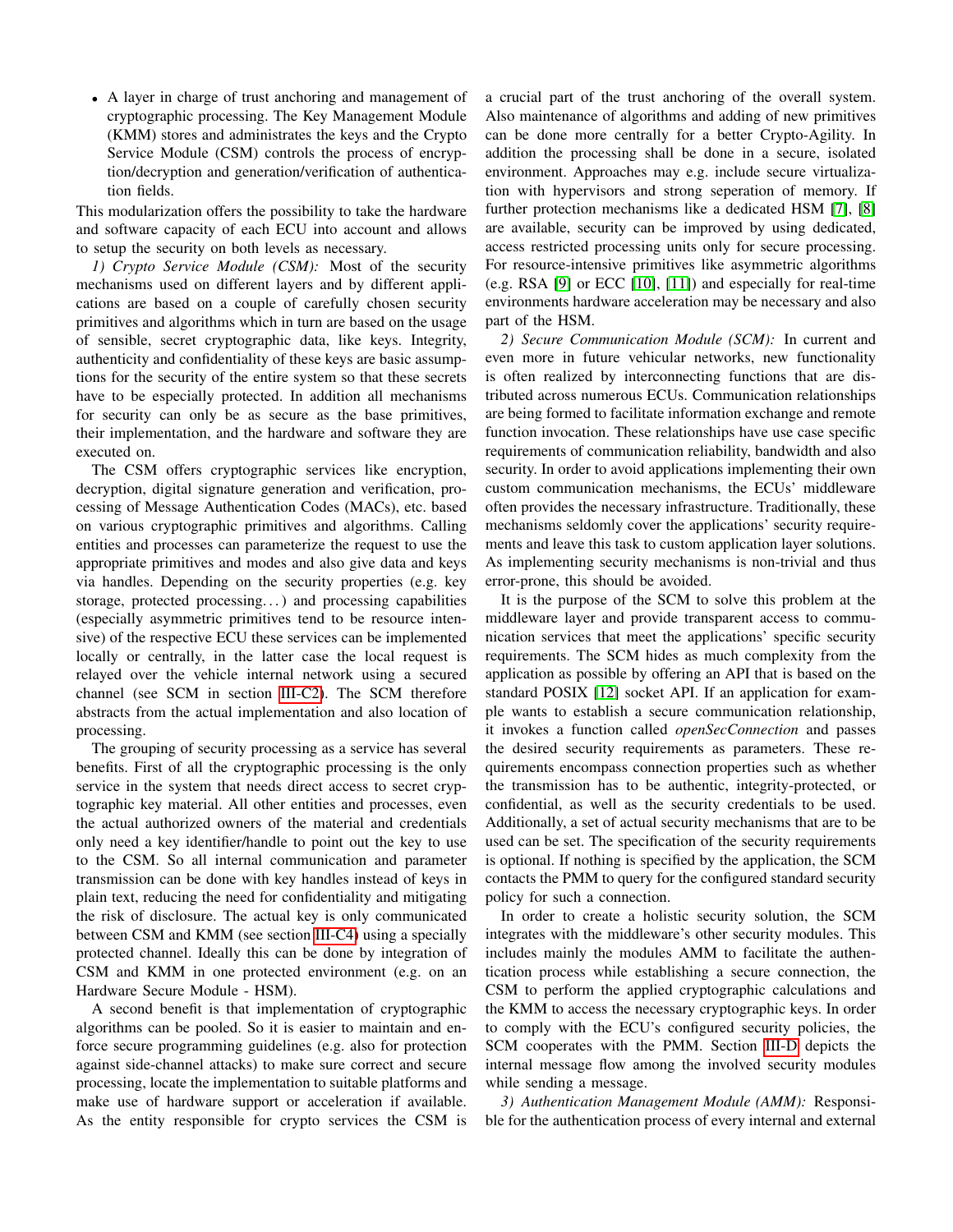- A layer in charge of trust anchoring and management of cryptographic processing. The Key Management Module (KMM) stores and administrates the keys and the Crypto Service Module (CSM) controls the process of encryption/decryption and generation/verification of authentication fields.

This modularization offers the possibility to take the hardware and software capacity of each ECU into account and allows to setup the security on both levels as necessary.

*1) Crypto Service Module (CSM):* Most of the security mechanisms used on different layers and by different applications are based on a couple of carefully chosen security primitives and algorithms which in turn are based on the usage of sensible, secret cryptographic data, like keys. Integrity, authenticity and confidentiality of these keys are basic assumptions for the security of the entire system so that these secrets have to be especially protected. In addition all mechanisms for security can only be as secure as the base primitives, their implementation, and the hardware and software they are executed on.

The CSM offers cryptographic services like encryption, decryption, digital signature generation and verification, processing of Message Authentication Codes (MACs), etc. based on various cryptographic primitives and algorithms. Calling entities and processes can parameterize the request to use the appropriate primitives and modes and also give data and keys via handles. Depending on the security properties (e.g. key storage, protected processing…) and processing capabilities (especially asymmetric primitives tend to be resource intensive) of the respective ECU these services can be implemented locally or centrally, in the latter case the local request is relayed over the vehicle internal network using a secured channel (see SCM in section III-C2). The SCM therefore abstracts from the actual implementation and also location of processing.

The grouping of security processing as a service has several benefits. First of all the cryptographic processing is the only service in the system that needs direct access to secret cryptographic key material. All other entities and processes, even the actual authorized owners of the material and credentials only need a key identifier/handle to point out the key to use to the CSM. So all internal communication and parameter transmission can be done with key handles instead of keys in plain text, reducing the need for confidentiality and mitigating the risk of disclosure. The actual key is only communicated between CSM and KMM (see section III-C4) using a specially protected channel. Ideally this can be done by integration of CSM and KMM in one protected environment (e.g. on an Hardware Secure Module - HSM).

A second benefit is that implementation of cryptographic algorithms can be pooled. So it is easier to maintain and enforce secure programming guidelines (e.g. also for protection against side-channel attacks) to make sure correct and secure processing, locate the implementation to suitable platforms and make use of hardware support or acceleration if available. As the entity responsible for crypto services the CSM is a crucial part of the trust anchoring of the overall system. Also maintenance of algorithms and adding of new primitives can be done more centrally for a better Crypto-Agility. In addition the processing shall be done in a secure, isolated environment. Approaches may e.g. include secure virtualization with hypervisors and strong seperation of memory. If further protection mechanisms like a dedicated HSM [7], [8] are available, security can be improved by using dedicated, access restricted processing units only for secure processing. For resource-intensive primitives like asymmetric algorithms (e.g. RSA [9] or ECC [10], [11]) and especially for real-time environments hardware acceleration may be necessary and also part of the HSM.

*2) Secure Communication Module (SCM):* In current and even more in future vehicular networks, new functionality is often realized by interconnecting functions that are distributed across numerous ECUs. Communication relationships are being formed to facilitate information exchange and remote function invocation. These relationships have use case specific requirements of communication reliability, bandwidth and also security. In order to avoid applications implementing their own custom communication mechanisms, the ECUs' middleware often provides the necessary infrastructure. Traditionally, these mechanisms seldomly cover the applications' security requirements and leave this task to custom application layer solutions. As implementing security mechanisms is non-trivial and thus error-prone, this should be avoided.

It is the purpose of the SCM to solve this problem at the middleware layer and provide transparent access to communication services that meet the applications' specific security requirements. The SCM hides as much complexity from the application as possible by offering an API that is based on the standard POSIX [12] socket API. If an application for example wants to establish a secure communication relationship, it invokes a function called *openSecConnection* and passes the desired security requirements as parameters. These requirements encompass connection properties such as whether the transmission has to be authentic, integrity-protected, or confidential, as well as the security credentials to be used. Additionally, a set of actual security mechanisms that are to be used can be set. The specification of the security requirements is optional. If nothing is specified by the application, the SCM contacts the PMM to query for the configured standard security policy for such a connection.

In order to create a holistic security solution, the SCM integrates with the middleware's other security modules. This includes mainly the modules AMM to facilitate the authentication process while establishing a secure connection, the CSM to perform the applied cryptographic calculations and the KMM to access the necessary cryptographic keys. In order to comply with the ECU's configured security policies, the SCM cooperates with the PMM. Section III-D depicts the internal message flow among the involved security modules while sending a message.

*3) Authentication Management Module (AMM):* Responsible for the authentication process of every internal and external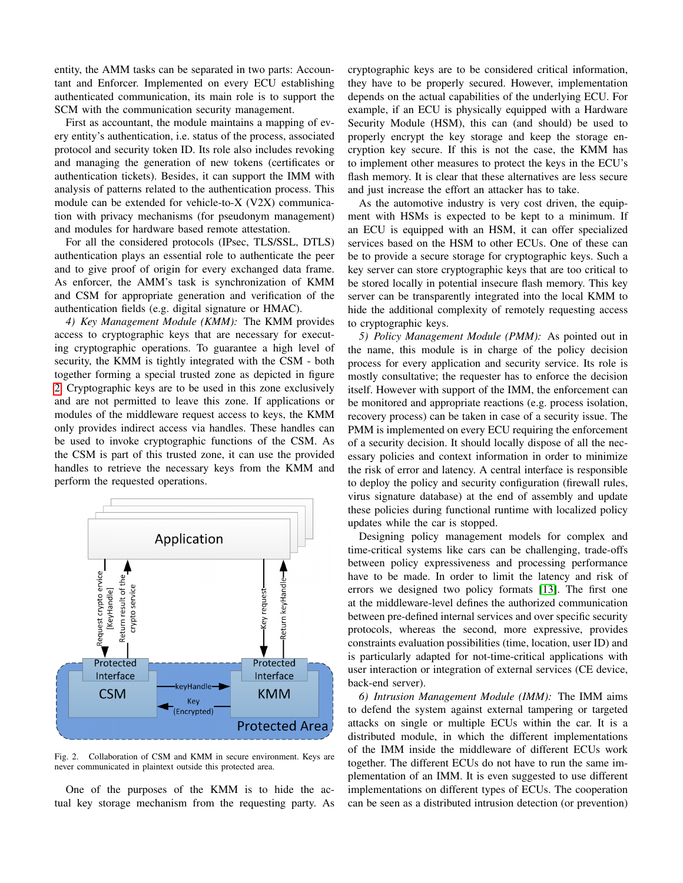entity, the AMM tasks can be separated in two parts: Accountant and Enforcer. Implemented on every ECU establishing authenticated communication, its main role is to support the SCM with the communication security management.

First as accountant, the module maintains a mapping of every entity's authentication, i.e. status of the process, associated protocol and security token ID. Its role also includes revoking and managing the generation of new tokens (certificates or authentication tickets). Besides, it can support the IMM with analysis of patterns related to the authentication process. This module can be extended for vehicle-to-X (V2X) communication with privacy mechanisms (for pseudonym management) and modules for hardware based remote attestation.

For all the considered protocols (IPsec, TLS/SSL, DTLS) authentication plays an essential role to authenticate the peer and to give proof of origin for every exchanged data frame. As enforcer, the AMM's task is synchronization of KMM and CSM for appropriate generation and verification of the authentication fields (e.g. digital signature or HMAC).

*4) Key Management Module (KMM):* The KMM provides access to cryptographic keys that are necessary for executing cryptographic operations. To guarantee a high level of security, the KMM is tightly integrated with the CSM - both together forming a special trusted zone as depicted in figure 2. Cryptographic keys are to be used in this zone exclusively and are not permitted to leave this zone. If applications or modules of the middleware request access to keys, the KMM only provides indirect access via handles. These handles can be used to invoke cryptographic functions of the CSM. As the CSM is part of this trusted zone, it can use the provided handles to retrieve the necessary keys from the KMM and perform the requested operations.

Fig. 2. Collaboration of CSM and KMM in secure environment. Keys are never communicated in plaintext outside this protected area.

One of the purposes of the KMM is to hide the actual key storage mechanism from the requesting party. As cryptographic keys are to be considered critical information, they have to be properly secured. However, implementation depends on the actual capabilities of the underlying ECU. For example, if an ECU is physically equipped with a Hardware Security Module (HSM), this can (and should) be used to properly encrypt the key storage and keep the storage encryption key secure. If this is not the case, the KMM has to implement other measures to protect the keys in the ECU's flash memory. It is clear that these alternatives are less secure and just increase the effort an attacker has to take.

As the automotive industry is very cost driven, the equipment with HSMs is expected to be kept to a minimum. If an ECU is equipped with an HSM, it can offer specialized services based on the HSM to other ECUs. One of these can be to provide a secure storage for cryptographic keys. Such a key server can store cryptographic keys that are too critical to be stored locally in potential insecure flash memory. This key server can be transparently integrated into the local KMM to hide the additional complexity of remotely requesting access to cryptographic keys.

*5) Policy Management Module (PMM):* As pointed out in the name, this module is in charge of the policy decision process for every application and security service. Its role is mostly consultative; the requester has to enforce the decision itself. However with support of the IMM, the enforcement can be monitored and appropriate reactions (e.g. process isolation, recovery process) can be taken in case of a security issue. The PMM is implemented on every ECU requiring the enforcement of a security decision. It should locally dispose of all the necessary policies and context information in order to minimize the risk of error and latency. A central interface is responsible to deploy the policy and security configuration (firewall rules, virus signature database) at the end of assembly and update these policies during functional runtime with localized policy updates while the car is stopped.

Designing policy management models for complex and time-critical systems like cars can be challenging, trade-offs between policy expressiveness and processing performance have to be made. In order to limit the latency and risk of errors we designed two policy formats [13]. The first one at the middleware-level defines the authorized communication between pre-defined internal services and over specific security protocols, whereas the second, more expressive, provides constraints evaluation possibilities (time, location, user ID) and is particularly adapted for not-time-critical applications with user interaction or integration of external services (CE device, back-end server).

*6) Intrusion Management Module (IMM):* The IMM aims to defend the system against external tampering or targeted attacks on single or multiple ECUs within the car. It is a distributed module, in which the different implementations of the IMM inside the middleware of different ECUs work together. The different ECUs do not have to run the same implementation of an IMM. It is even suggested to use different implementations on different types of ECUs. The cooperation can be seen as a distributed intrusion detection (or prevention)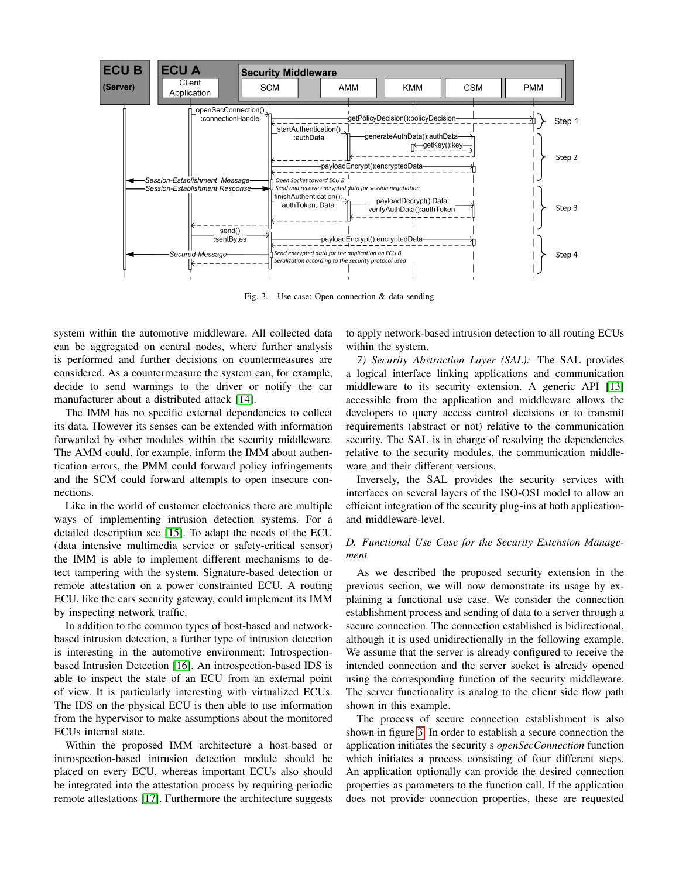Fig. 3. Use-case: Open connection & data sending

system within the automotive middleware. All collected data can be aggregated on central nodes, where further analysis is performed and further decisions on countermeasures are considered. As a countermeasure the system can, for example, decide to send warnings to the driver or notify the car manufacturer about a distributed attack [14].

The IMM has no specific external dependencies to collect its data. However its senses can be extended with information forwarded by other modules within the security middleware. The AMM could, for example, inform the IMM about authentication errors, the PMM could forward policy infringements and the SCM could forward attempts to open insecure connections.

Like in the world of customer electronics there are multiple ways of implementing intrusion detection systems. For a detailed description see [15]. To adapt the needs of the ECU (data intensive multimedia service or safety-critical sensor) the IMM is able to implement different mechanisms to detect tampering with the system. Signature-based detection or remote attestation on a power constrainted ECU. A routing ECU, like the cars security gateway, could implement its IMM by inspecting network traffic.

In addition to the common types of host-based and network-based intrusion detection, a further type of intrusion detection is interesting in the automotive environment: Introspection-based Intrusion Detection [16]. An introspection-based IDS is able to inspect the state of an ECU from an external point of view. It is particularly interesting with virtualized ECUs. The IDS on the physical ECU is then able to use information from the hypervisor to make assumptions about the monitored ECUs internal state.

Within the proposed IMM architecture a host-based or introspection-based intrusion detection module should be placed on every ECU, whereas important ECUs should also be integrated into the attestation process by requiring periodic remote attestations [17]. Furthermore the architecture suggests to apply network-based intrusion detection to all routing ECUs within the system.

*7) Security Abstraction Layer (SAL):* The SAL provides a logical interface linking applications and communication middleware to its security extension. A generic API [13] accessible from the application and middleware allows the developers to query access control decisions or to transmit requirements (abstract or not) relative to the communication security. The SAL is in charge of resolving the dependencies relative to the security modules, the communication middleware and their different versions.

Inversely, the SAL provides the security services with interfaces on several layers of the ISO-OSI model to allow an efficient integration of the security plug-ins at both application- and middleware-level.

### D. Functional Use Case for the Security Extension Management

As we described the proposed security extension in the previous section, we will now demonstrate its usage by explaining a functional use case. We consider the connection establishment process and sending of data to a server through a secure connection. The connection established is bidirectional, although it is used unidirectionally in the following example. We assume that the server is already configured to receive the intended connection and the server socket is already opened using the corresponding function of the security middleware. The server functionality is analog to the client side flow path shown in this example.

The process of secure connection establishment is also shown in figure 3. In order to establish a secure connection the application initiates the security s *openSecConnection* function which initiates a process consisting of four different steps. An application optionally can provide the desired connection properties as parameters to the function call. If the application does not provide connection properties, these are requested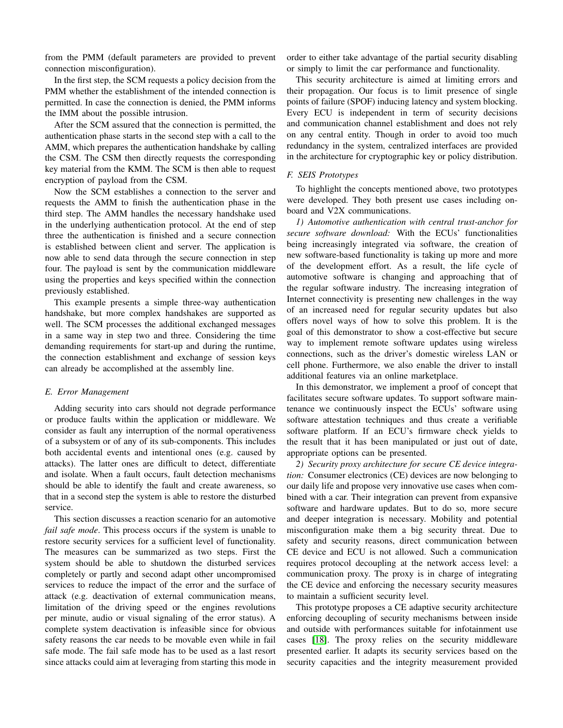from the PMM (default parameters are provided to prevent connection misconfiguration).

In the first step, the SCM requests a policy decision from the PMM whether the establishment of the intended connection is permitted. In case the connection is denied, the PMM informs the IMM about the possible intrusion.

After the SCM assured that the connection is permitted, the authentication phase starts in the second step with a call to the AMM, which prepares the authentication handshake by calling the CSM. The CSM then directly requests the corresponding key material from the KMM. The SCM is then able to request encryption of payload from the CSM.

Now the SCM establishes a connection to the server and requests the AMM to finish the authentication phase in the third step. The AMM handles the necessary handshake used in the underlying authentication protocol. At the end of step three the authentication is finished and a secure connection is established between client and server. The application is now able to send data through the secure connection in step four. The payload is sent by the communication middleware using the properties and keys specified within the connection previously established.

This example presents a simple three-way authentication handshake, but more complex handshakes are supported as well. The SCM processes the additional exchanged messages in a same way in step two and three. Considering the time demanding requirements for start-up and during the runtime, the connection establishment and exchange of session keys can already be accomplished at the assembly line.

### *E. Error Management*

Adding security into cars should not degrade performance or produce faults within the application or middleware. We consider as fault any interruption of the normal operativeness of a subsystem or of any of its sub-components. This includes both accidental events and intentional ones (e.g. caused by attacks). The latter ones are difficult to detect, differentiate and isolate. When a fault occurs, fault detection mechanisms should be able to identify the fault and create awareness, so that in a second step the system is able to restore the disturbed service.

This section discusses a reaction scenario for an automotive *fail safe mode*. This process occurs if the system is unable to restore security services for a sufficient level of functionality. The measures can be summarized as two steps. First the system should be able to shutdown the disturbed services completely or partly and second adapt other uncompromised services to reduce the impact of the error and the surface of attack (e.g. deactivation of external communication means, limitation of the driving speed or the engines revolutions per minute, audio or visual signaling of the error status). A complete system deactivation is infeasible since for obvious safety reasons the car needs to be movable even while in fail safe mode. The fail safe mode has to be used as a last resort since attacks could aim at leveraging from starting this mode in order to either take advantage of the partial security disabling or simply to limit the car performance and functionality.

This security architecture is aimed at limiting errors and their propagation. Our focus is to limit presence of single points of failure (SPOF) inducing latency and system blocking. Every ECU is independent in term of security decisions and communication channel establishment and does not rely on any central entity. Though in order to avoid too much redundancy in the system, centralized interfaces are provided in the architecture for cryptographic key or policy distribution.

### *F. SEIS Prototypes*

To highlight the concepts mentioned above, two prototypes were developed. They both present use cases including on-board and V2X communications.

*1) Automotive authentication with central trust-anchor for secure software download:* With the ECUs' functionalities being increasingly integrated via software, the creation of new software-based functionality is taking up more and more of the development effort. As a result, the life cycle of automotive software is changing and approaching that of the regular software industry. The increasing integration of Internet connectivity is presenting new challenges in the way of an increased need for regular security updates but also offers novel ways of how to solve this problem. It is the goal of this demonstrator to show a cost-effective but secure way to implement remote software updates using wireless connections, such as the driver's domestic wireless LAN or cell phone. Furthermore, we also enable the driver to install additional features via an online marketplace.

In this demonstrator, we implement a proof of concept that facilitates secure software updates. To support software maintenance we continuously inspect the ECUs' software using software attestation techniques and thus create a verifiable software platform. If an ECU's firmware check yields to the result that it has been manipulated or just out of date, appropriate options can be presented.

*2) Security proxy architecture for secure CE device integration:* Consumer electronics (CE) devices are now belonging to our daily life and propose very innovative use cases when combined with a car. Their integration can prevent from expansive software and hardware updates. But to do so, more secure and deeper integration is necessary. Mobility and potential misconfiguration make them a big security threat. Due to safety and security reasons, direct communication between CE device and ECU is not allowed. Such a communication requires protocol decoupling at the network access level: a communication proxy. The proxy is in charge of integrating the CE device and enforcing the necessary security measures to maintain a sufficient security level.

This prototype proposes a CE adaptive security architecture enforcing decoupling of security mechanisms between inside and outside with performances suitable for infotainment use cases [18]. The proxy relies on the security middleware presented earlier. It adapts its security services based on the security capacities and the integrity measurement provided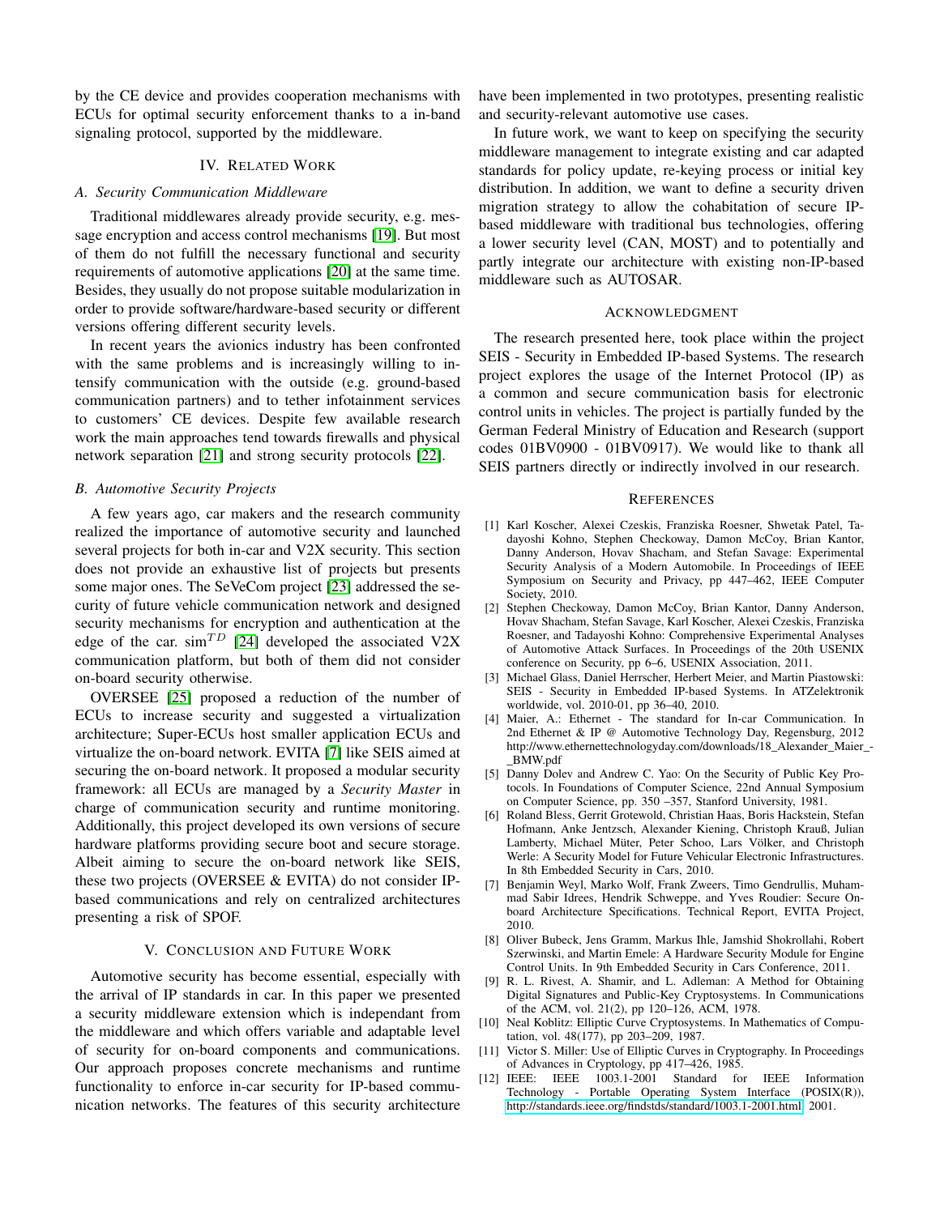by the CE device and provides cooperation mechanisms with ECUs for optimal security enforcement thanks to a in-band signaling protocol, supported by the middleware.

## IV. Related Work

### A. Security Communication Middleware

Traditional middlewares already provide security, e.g. message encryption and access control mechanisms [19]. But most of them do not fulfill the necessary functional and security requirements of automotive applications [20] at the same time. Besides, they usually do not propose suitable modularization in order to provide software/hardware-based security or different versions offering different security levels.

In recent years the avionics industry has been confronted with the same problems and is increasingly willing to intensify communication with the outside (e.g. ground-based communication partners) and to tether infotainment services to customers' CE devices. Despite few available research work the main approaches tend towards firewalls and physical network separation [21] and strong security protocols [22].

### B. Automotive Security Projects

A few years ago, car makers and the research community realized the importance of automotive security and launched several projects for both in-car and V2X security. This section does not provide an exhaustive list of projects but presents some major ones. The SeVeCom project [23] addressed the security of future vehicle communication network and designed security mechanisms for encryption and authentication at the edge of the car. sim$^{TD}$ [24] developed the associated V2X communication platform, but both of them did not consider on-board security otherwise.

OVERSEE [25] proposed a reduction of the number of ECUs to increase security and suggested a virtualization architecture; Super-ECUs host smaller application ECUs and virtualize the on-board network. EVITA [7] like SEIS aimed at securing the on-board network. It proposed a modular security framework: all ECUs are managed by a *Security Master* in charge of communication security and runtime monitoring. Additionally, this project developed its own versions of secure hardware platforms providing secure boot and secure storage. Albeit aiming to secure the on-board network like SEIS, these two projects (OVERSEE & EVITA) do not consider IP-based communications and rely on centralized architectures presenting a risk of SPOF.

## V. Conclusion and Future Work

Automotive security has become essential, especially with the arrival of IP standards in car. In this paper we presented a security middleware extension which is independant from the middleware and which offers variable and adaptable level of security for on-board components and communications. Our approach proposes concrete mechanisms and runtime functionality to enforce in-car security for IP-based communication networks. The features of this security architecture have been implemented in two prototypes, presenting realistic and security-relevant automotive use cases.

In future work, we want to keep on specifying the security middleware management to integrate existing and car adapted standards for policy update, re-keying process or initial key distribution. In addition, we want to define a security driven migration strategy to allow the cohabitation of secure IP-based middleware with traditional bus technologies, offering a lower security level (CAN, MOST) and to potentially and partly integrate our architecture with existing non-IP-based middleware such as AUTOSAR.

## Acknowledgment

The research presented here, took place within the project SEIS - Security in Embedded IP-based Systems. The research project explores the usage of the Internet Protocol (IP) as a common and secure communication basis for electronic control units in vehicles. The project is partially funded by the German Federal Ministry of Education and Research (support codes 01BV0900 - 01BV0917). We would like to thank all SEIS partners directly or indirectly involved in our research.

## References

[1] Karl Koscher, Alexei Czeskis, Franziska Roesner, Shwetak Patel, Tadayoshi Kohno, Stephen Checkoway, Damon McCoy, Brian Kantor, Danny Anderson, Hovav Shacham, and Stefan Savage: Experimental Security Analysis of a Modern Automobile. In Proceedings of IEEE Symposium on Security and Privacy, pp 447–462, IEEE Computer Society, 2010.

[2] Stephen Checkoway, Damon McCoy, Brian Kantor, Danny Anderson, Hovav Shacham, Stefan Savage, Karl Koscher, Alexei Czeskis, Franziska Roesner, and Tadayoshi Kohno: Comprehensive Experimental Analyses of Automotive Attack Surfaces. In Proceedings of the 20th USENIX conference on Security, pp 6–6, USENIX Association, 2011.

[3] Michael Glass, Daniel Herrscher, Herbert Meier, and Martin Piastowski: SEIS - Security in Embedded IP-based Systems. In ATZelektronik worldwide, vol. 2010-01, pp 36–40, 2010.

[4] Maier, A.: Ethernet - The standard for In-car Communication. In 2nd Ethernet & IP @ Automotive Technology Day, Regensburg, 2012 http://www.ethernettechnologyday.com/downloads/18_Alexander_Maier_-_BMW.pdf

[5] Danny Dolev and Andrew C. Yao: On the Security of Public Key Protocols. In Foundations of Computer Science, 22nd Annual Symposium on Computer Science, pp. 350 –357, Stanford University, 1981.

[6] Roland Bless, Gerrit Grotewold, Christian Haas, Boris Hackstein, Stefan Hofmann, Anke Jentzsch, Alexander Kiening, Christoph Krauß, Julian Lamberty, Michael Müter, Peter Schoo, Lars Völker, and Christoph Werle: A Security Model for Future Vehicular Electronic Infrastructures. In 8th Embedded Security in Cars, 2010.

[7] Benjamin Weyl, Marko Wolf, Frank Zweers, Timo Gendrullis, Muhammad Sabir Idrees, Hendrik Schweppe, and Yves Roudier: Secure On-board Architecture Specifications. Technical Report, EVITA Project, 2010.

[8] Oliver Bubeck, Jens Gramm, Markus Ihle, Jamshid Shokrollahi, Robert Szerwinski, and Martin Emele: A Hardware Security Module for Engine Control Units. In 9th Embedded Security in Cars Conference, 2011.

[9] R. L. Rivest, A. Shamir, and L. Adleman: A Method for Obtaining Digital Signatures and Public-Key Cryptosystems. In Communications of the ACM, vol. 21(2), pp 120–126, ACM, 1978.

[10] Neal Koblitz: Elliptic Curve Cryptosystems. In Mathematics of Computation, vol. 48(177), pp 203–209, 1987.

[11] Victor S. Miller: Use of Elliptic Curves in Cryptography. In Proceedings of Advances in Cryptology, pp 417–426, 1985.

[12] IEEE: IEEE 1003.1-2001 Standard for IEEE Information Technology - Portable Operating System Interface (POSIX(R)), http://standards.ieee.org/findstds/standard/1003.1-2001.html, 2001.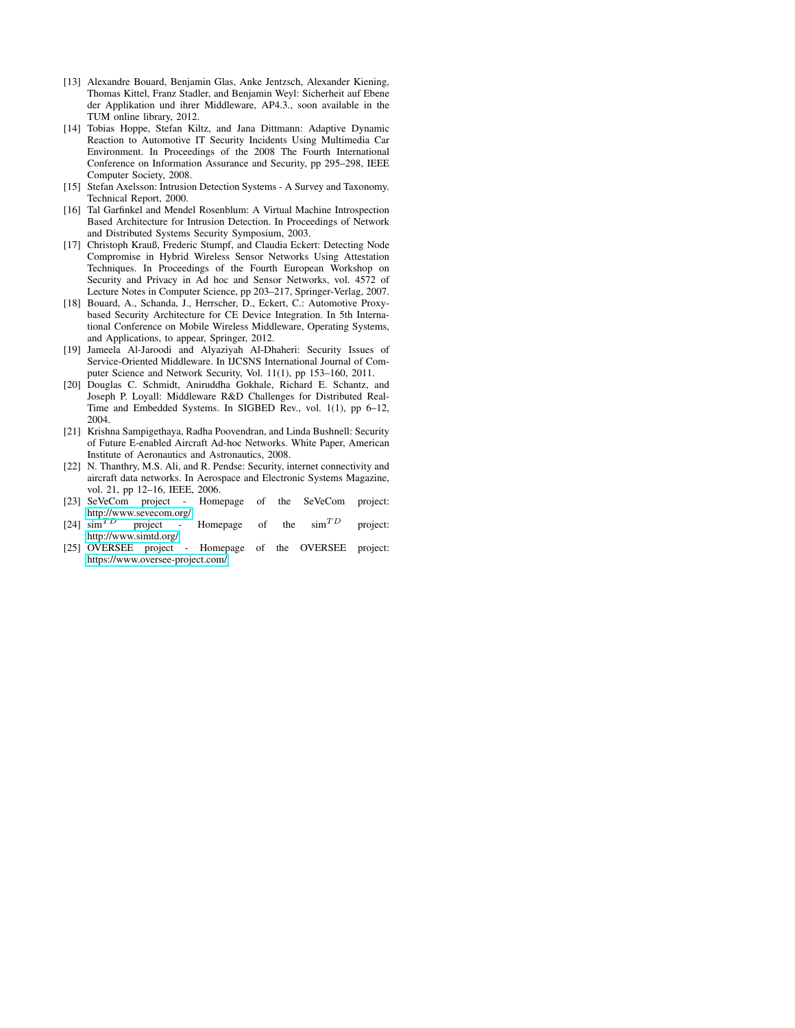[13] Alexandre Bouard, Benjamin Glas, Anke Jentzsch, Alexander Kiening, Thomas Kittel, Franz Stadler, and Benjamin Weyl: Sicherheit auf Ebene der Applikation und ihrer Middleware, AP4.3., soon available in the TUM online library, 2012.

[14] Tobias Hoppe, Stefan Kiltz, and Jana Dittmann: Adaptive Dynamic Reaction to Automotive IT Security Incidents Using Multimedia Car Environment. In Proceedings of the 2008 The Fourth International Conference on Information Assurance and Security, pp 295–298, IEEE Computer Society, 2008.

[15] Stefan Axelsson: Intrusion Detection Systems - A Survey and Taxonomy. Technical Report, 2000.

[16] Tal Garfinkel and Mendel Rosenblum: A Virtual Machine Introspection Based Architecture for Intrusion Detection. In Proceedings of Network and Distributed Systems Security Symposium, 2003.

[17] Christoph Krauß, Frederic Stumpf, and Claudia Eckert: Detecting Node Compromise in Hybrid Wireless Sensor Networks Using Attestation Techniques. In Proceedings of the Fourth European Workshop on Security and Privacy in Ad hoc and Sensor Networks, vol. 4572 of Lecture Notes in Computer Science, pp 203–217, Springer-Verlag, 2007.

[18] Bouard, A., Schanda, J., Herrscher, D., Eckert, C.: Automotive Proxy-based Security Architecture for CE Device Integration. In 5th International Conference on Mobile Wireless Middleware, Operating Systems, and Applications, to appear, Springer, 2012.

[19] Jameela Al-Jaroodi and Alyaziyah Al-Dhaheri: Security Issues of Service-Oriented Middleware. In IJCSNS International Journal of Computer Science and Network Security, Vol. 11(1), pp 153–160, 2011.

[20] Douglas C. Schmidt, Aniruddha Gokhale, Richard E. Schantz, and Joseph P. Loyall: Middleware R&D Challenges for Distributed Real-Time and Embedded Systems. In SIGBED Rev., vol. 1(1), pp 6–12, 2004.

[21] Krishna Sampigethaya, Radha Poovendran, and Linda Bushnell: Security of Future E-enabled Aircraft Ad-hoc Networks. White Paper, American Institute of Aeronautics and Astronautics, 2008.

[22] N. Thanthry, M.S. Ali, and R. Pendse: Security, internet connectivity and aircraft data networks. In Aerospace and Electronic Systems Magazine, vol. 21, pp 12–16, IEEE, 2006.

[23] SeVeCom project - Homepage of the SeVeCom project: http://www.sevecom.org/

[24] sim$^{TD}$ project - Homepage of the sim$^{TD}$ project: http://www.simtd.org/

[25] OVERSEE project - Homepage of the OVERSEE project: https://www.oversee-project.com/